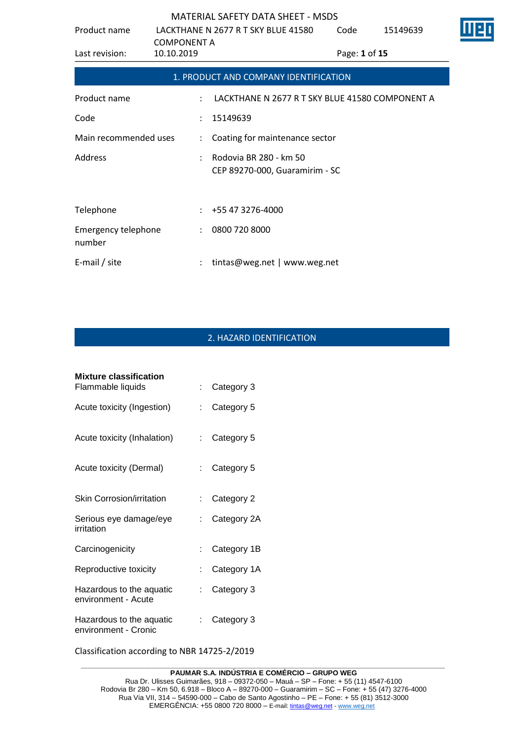# MATERIAL SAFETY DATA SHEET - MSDS

## 1. PRODUCT AND COMPANY IDENTIFICATION

| | | |
|---|---|---|
| Product name | : | LACKTHANE N 2677 R T SKY BLUE 41580 COMPONENT A |
| Code | : | 15149639 |
| Main recommended uses | : | Coating for maintenance sector |
| Address | : | Rodovia BR 280 - km 50<br>CEP 89270-000, Guaramirim - SC |
| Telephone | : | +55 47 3276-4000 |
| Emergency telephone number | : | 0800 720 8000 |
| E-mail / site | : | tintas@weg.net \| www.weg.net |

## 2. HAZARD IDENTIFICATION

**Mixture classification**

| | | |
|---|---|---|
| Flammable liquids | : | Category 3 |
| Acute toxicity (Ingestion) | : | Category 5 |
| Acute toxicity (Inhalation) | : | Category 5 |
| Acute toxicity (Dermal) | : | Category 5 |
| Skin Corrosion/irritation | : | Category 2 |
| Serious eye damage/eye irritation | : | Category 2A |
| Carcinogenicity | : | Category 1B |
| Reproductive toxicity | : | Category 1A |
| Hazardous to the aquatic environment - Acute | : | Category 3 |
| Hazardous to the aquatic environment - Cronic | : | Category 3 |

Classification according to NBR 14725-2/2019

**PAUMAR S.A. INDÚSTRIA E COMÉRCIO – GRUPO WEG**
Rua Dr. Ulisses Guimarães, 918 – 09372-050 – Mauá – SP – Fone: + 55 (11) 4547-6100
Rodovia Br 280 – Km 50, 6.918 – Bloco A – 89270-000 – Guaramirim – SC – Fone: + 55 (47) 3276-4000
Rua Via VII, 314 – 54590-000 – Cabo de Santo Agostinho – PE – Fone: + 55 (81) 3512-3000
EMERGÊNCIA: +55 0800 720 8000 – E-mail: tintas@weg.net - www.weg.net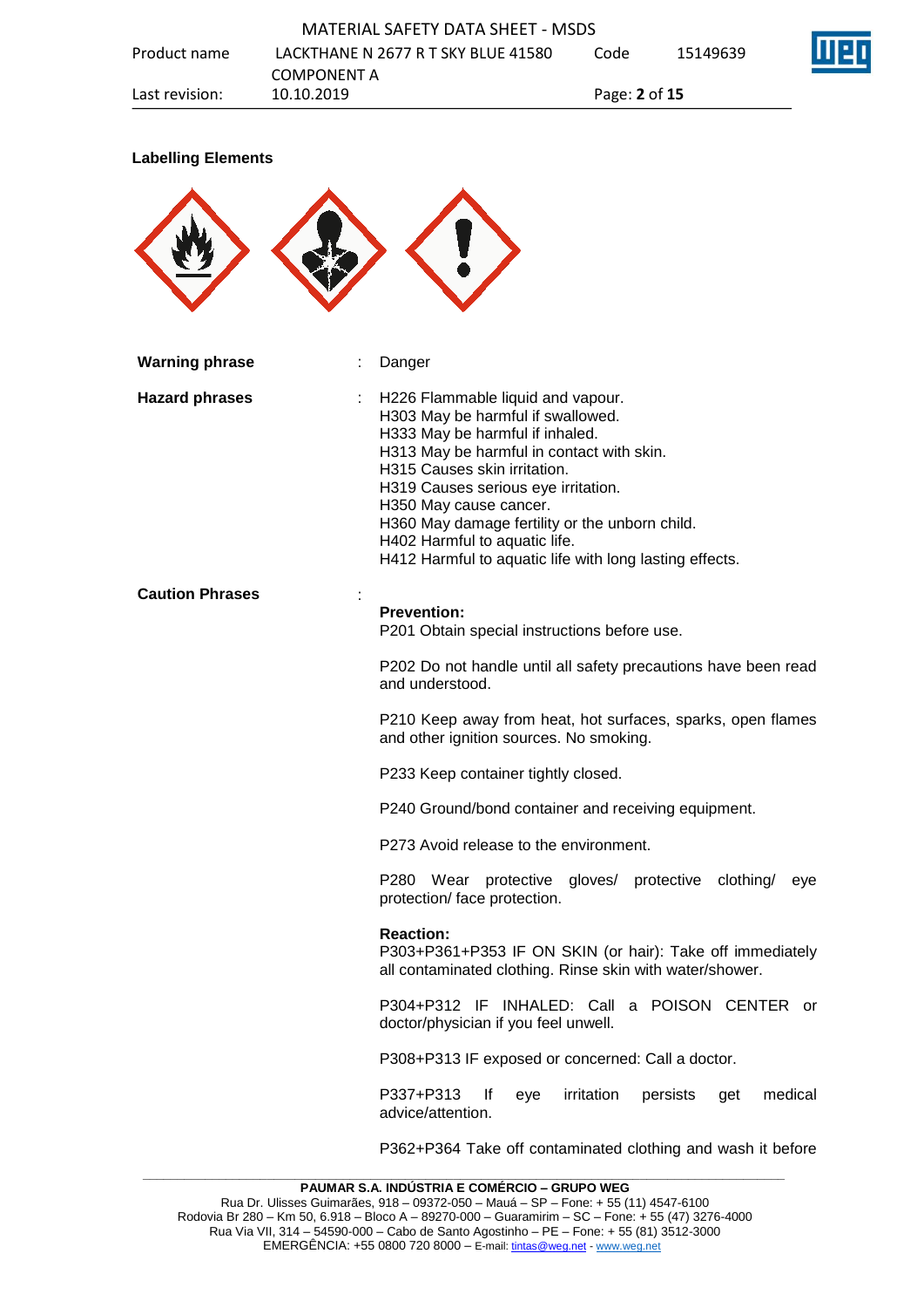**Labelling Elements**

| | | |
|---|---|---|
| **Warning phrase** | : | Danger |
| **Hazard phrases** | : | H226 Flammable liquid and vapour.<br>H303 May be harmful if swallowed.<br>H333 May be harmful if inhaled.<br>H313 May be harmful in contact with skin.<br>H315 Causes skin irritation.<br>H319 Causes serious eye irritation.<br>H350 May cause cancer.<br>H360 May damage fertility or the unborn child.<br>H402 Harmful to aquatic life.<br>H412 Harmful to aquatic life with long lasting effects. |
| **Caution Phrases** | : | **Prevention:**<br>P201 Obtain special instructions before use.<br><br>P202 Do not handle until all safety precautions have been read and understood.<br><br>P210 Keep away from heat, hot surfaces, sparks, open flames and other ignition sources. No smoking.<br><br>P233 Keep container tightly closed.<br><br>P240 Ground/bond container and receiving equipment.<br><br>P273 Avoid release to the environment.<br><br>P280 Wear protective gloves/ protective clothing/ eye protection/ face protection.<br><br>**Reaction:**<br>P303+P361+P353 IF ON SKIN (or hair): Take off immediately all contaminated clothing. Rinse skin with water/shower.<br><br>P304+P312 IF INHALED: Call a POISON CENTER or doctor/physician if you feel unwell.<br><br>P308+P313 IF exposed or concerned: Call a doctor.<br><br>P337+P313 If eye irritation persists get medical advice/attention.<br><br>P362+P364 Take off contaminated clothing and wash it before |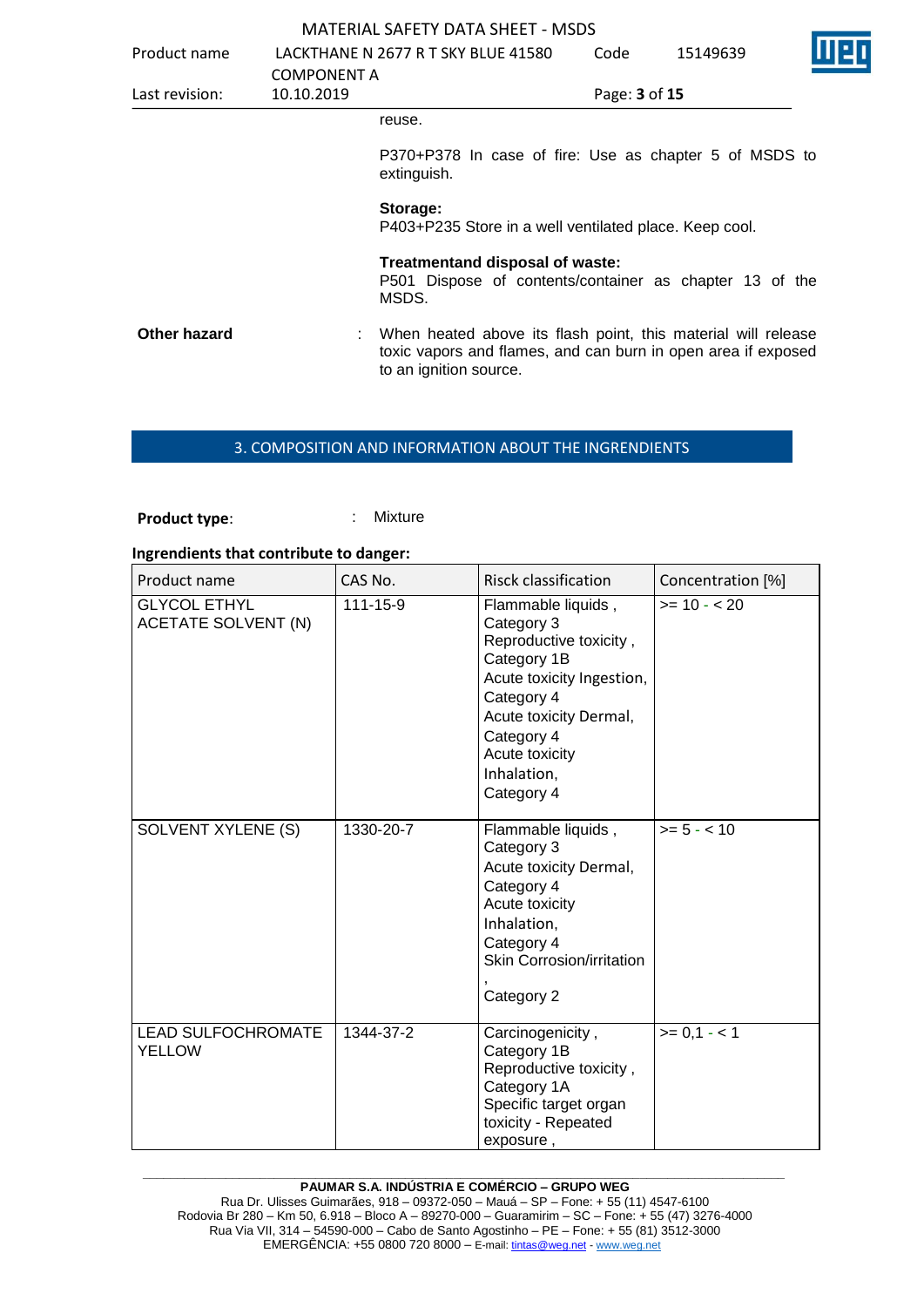reuse.

P370+P378 In case of fire: Use as chapter 5 of MSDS to extinguish.

**Storage:**
P403+P235 Store in a well ventilated place. Keep cool.

**Treatmentand disposal of waste:**
P501 Dispose of contents/container as chapter 13 of the MSDS.

**Other hazard** : When heated above its flash point, this material will release toxic vapors and flames, and can burn in open area if exposed to an ignition source.

## 3. COMPOSITION AND INFORMATION ABOUT THE INGRENDIENTS

**Product type**: : Mixture

**Ingrendients that contribute to danger:**

| Product name | CAS No. | Risck classification | Concentration [%] |
|---|---|---|---|
| GLYCOL ETHYL ACETATE SOLVENT (N) | 111-15-9 | Flammable liquids , Category 3<br>Reproductive toxicity , Category 1B<br>Acute toxicity Ingestion, Category 4<br>Acute toxicity Dermal, Category 4<br>Acute toxicity Inhalation, Category 4 | >= 10 - < 20 |
| SOLVENT XYLENE (S) | 1330-20-7 | Flammable liquids , Category 3<br>Acute toxicity Dermal, Category 4<br>Acute toxicity Inhalation, Category 4<br>Skin Corrosion/irritation , Category 2 | >= 5 - < 10 |
| LEAD SULFOCHROMATE YELLOW | 1344-37-2 | Carcinogenicity , Category 1B<br>Reproductive toxicity , Category 1A<br>Specific target organ toxicity - Repeated exposure , | >= 0,1 - < 1 |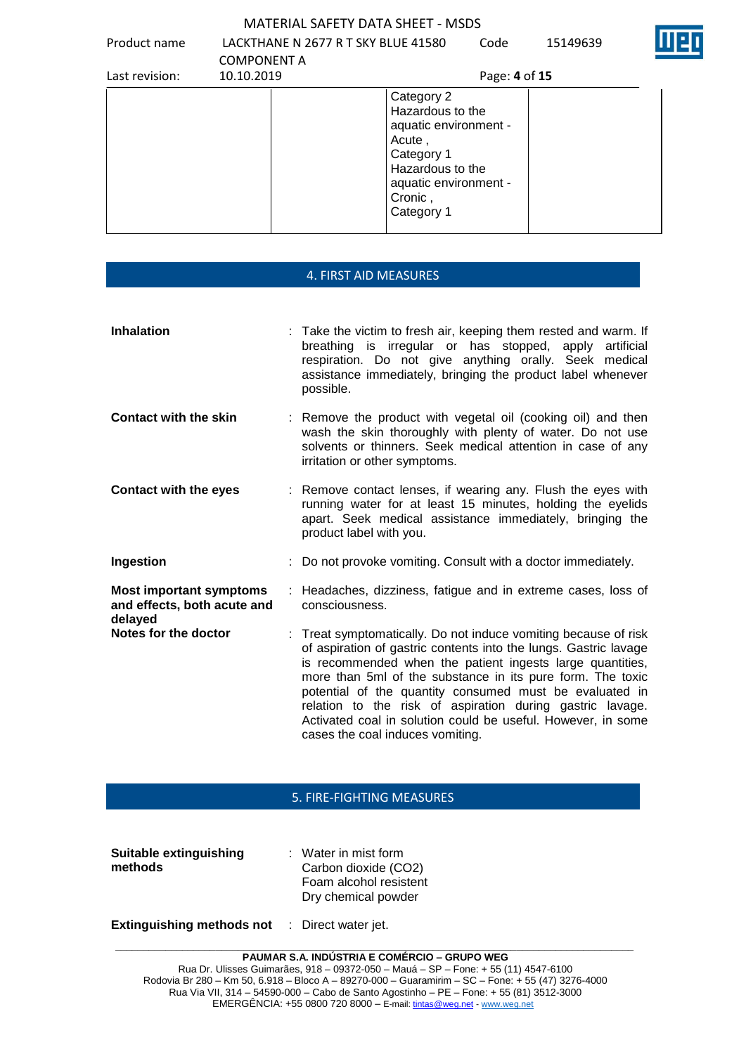| | | Category 2<br>Hazardous to the aquatic environment - Acute ,<br>Category 1<br>Hazardous to the aquatic environment - Cronic ,<br>Category 1 | |
|---|---|---|---|

## 4. FIRST AID MEASURES

**Inhalation** : Take the victim to fresh air, keeping them rested and warm. If breathing is irregular or has stopped, apply artificial respiration. Do not give anything orally. Seek medical assistance immediately, bringing the product label whenever possible.

**Contact with the skin** : Remove the product with vegetal oil (cooking oil) and then wash the skin thoroughly with plenty of water. Do not use solvents or thinners. Seek medical attention in case of any irritation or other symptoms.

**Contact with the eyes** : Remove contact lenses, if wearing any. Flush the eyes with running water for at least 15 minutes, holding the eyelids apart. Seek medical assistance immediately, bringing the product label with you.

**Ingestion** : Do not provoke vomiting. Consult with a doctor immediately.

**Most important symptoms and effects, both acute and delayed** : Headaches, dizziness, fatigue and in extreme cases, loss of consciousness.

**Notes for the doctor** : Treat symptomatically. Do not induce vomiting because of risk of aspiration of gastric contents into the lungs. Gastric lavage is recommended when the patient ingests large quantities, more than 5ml of the substance in its pure form. The toxic potential of the quantity consumed must be evaluated in relation to the risk of aspiration during gastric lavage. Activated coal in solution could be useful. However, in some cases the coal induces vomiting.

## 5. FIRE-FIGHTING MEASURES

**Suitable extinguishing methods** : Water in mist form
Carbon dioxide ($CO_2$)
Foam alcohol resistent
Dry chemical powder

**Extinguishing methods not** : Direct water jet.

**PAUMAR S.A. INDÚSTRIA E COMÉRCIO – GRUPO WEG**
Rua Dr. Ulisses Guimarães, 918 – 09372-050 – Mauá – SP – Fone: + 55 (11) 4547-6100
Rodovia Br 280 – Km 50, 6.918 – Bloco A – 89270-000 – Guaramirim – SC – Fone: + 55 (47) 3276-4000
Rua Via VII, 314 – 54590-000 – Cabo de Santo Agostinho – PE – Fone: + 55 (81) 3512-3000
EMERGÊNCIA: +55 0800 720 8000 – E-mail: tintas@weg.net - www.weg.net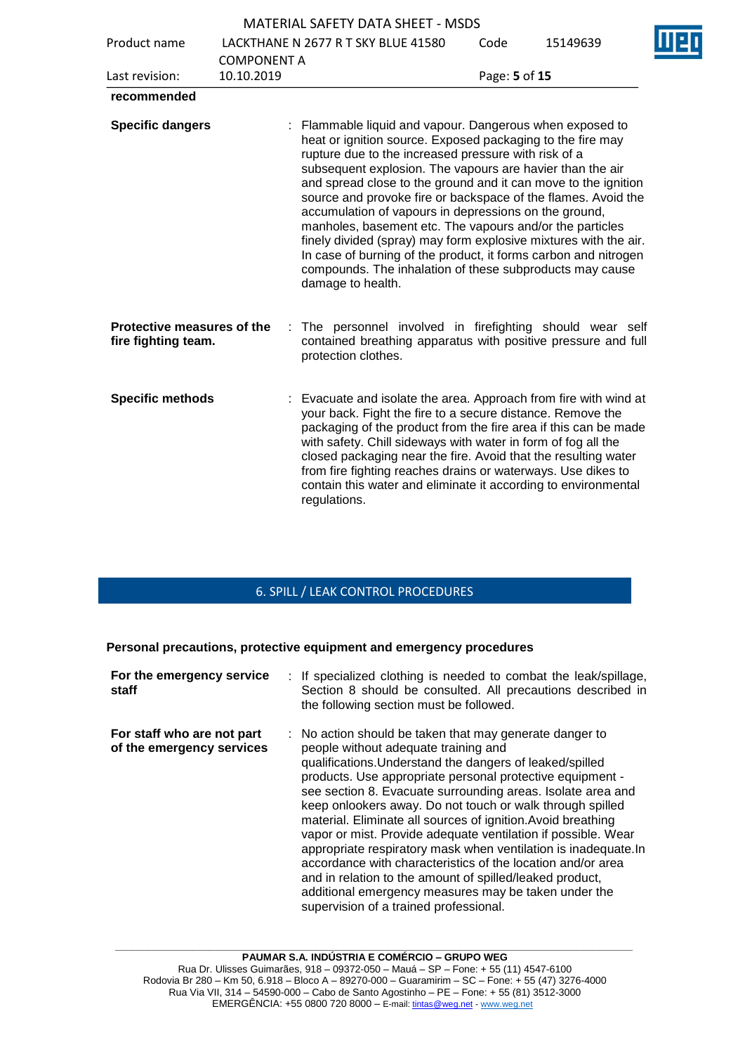recommended

| | |
|---|---|
| **Specific dangers** | Flammable liquid and vapour. Dangerous when exposed to heat or ignition source. Exposed packaging to the fire may rupture due to the increased pressure with risk of a subsequent explosion. The vapours are havier than the air and spread close to the ground and it can move to the ignition source and provoke fire or backspace of the flames. Avoid the accumulation of vapours in depressions on the ground, manholes, basement etc. The vapours and/or the particles finely divided (spray) may form explosive mixtures with the air. In case of burning of the product, it forms carbon and nitrogen compounds. The inhalation of these subproducts may cause damage to health. |
| **Protective measures of the fire fighting team.** | The personnel involved in firefighting should wear self contained breathing apparatus with positive pressure and full protection clothes. |
| **Specific methods** | Evacuate and isolate the area. Approach from fire with wind at your back. Fight the fire to a secure distance. Remove the packaging of the product from the fire area if this can be made with safety. Chill sideways with water in form of fog all the closed packaging near the fire. Avoid that the resulting water from fire fighting reaches drains or waterways. Use dikes to contain this water and eliminate it according to environmental regulations. |

## 6. SPILL / LEAK CONTROL PROCEDURES

**Personal precautions, protective equipment and emergency procedures**

| | |
|---|---|
| **For the emergency service staff** | If specialized clothing is needed to combat the leak/spillage, Section 8 should be consulted. All precautions described in the following section must be followed. |
| **For staff who are not part of the emergency services** | No action should be taken that may generate danger to people without adequate training and qualifications.Understand the dangers of leaked/spilled products. Use appropriate personal protective equipment - see section 8. Evacuate surrounding areas. Isolate area and keep onlookers away. Do not touch or walk through spilled material. Eliminate all sources of ignition.Avoid breathing vapor or mist. Provide adequate ventilation if possible. Wear appropriate respiratory mask when ventilation is inadequate.In accordance with characteristics of the location and/or area and in relation to the amount of spilled/leaked product, additional emergency measures may be taken under the supervision of a trained professional. |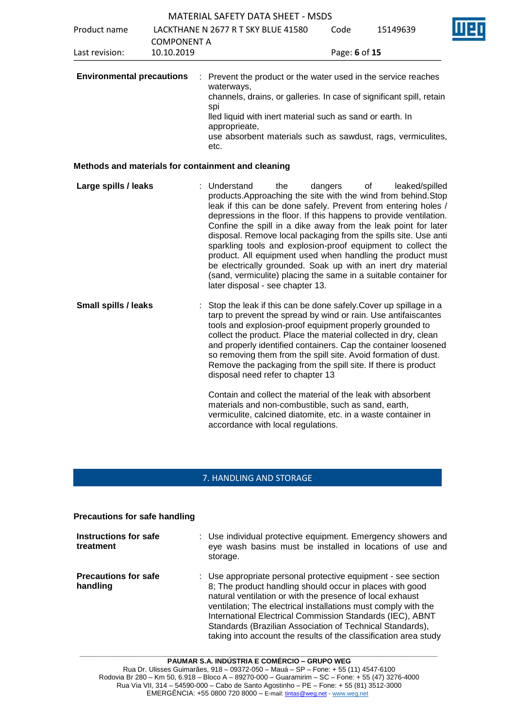**Environmental precautions** : Prevent the product or the water used in the service reaches waterways, channels, drains, or galleries. In case of significant spill, retain spi lled liquid with inert material such as sand or earth. In approprieate, use absorbent materials such as sawdust, rags, vermiculites, etc.

**Methods and materials for containment and cleaning**

**Large spills / leaks** : Understand the dangers of leaked/spilled products.Approaching the site with the wind from behind.Stop leak if this can be done safely. Prevent from entering holes / depressions in the floor. If this happens to provide ventilation. Confine the spill in a dike away from the leak point for later disposal. Remove local packaging from the spills site. Use anti sparkling tools and explosion-proof equipment to collect the product. All equipment used when handling the product must be electrically grounded. Soak up with an inert dry material (sand, vermiculite) placing the same in a suitable container for later disposal - see chapter 13.

**Small spills / leaks** : Stop the leak if this can be done safely.Cover up spillage in a tarp to prevent the spread by wind or rain. Use antifaiscantes tools and explosion-proof equipment properly grounded to collect the product. Place the material collected in dry, clean and properly identified containers. Cap the container loosened so removing them from the spill site. Avoid formation of dust. Remove the packaging from the spill site. If there is product disposal need refer to chapter 13

Contain and collect the material of the leak with absorbent materials and non-combustible, such as sand, earth, vermiculite, calcined diatomite, etc. in a waste container in accordance with local regulations.

## 7. HANDLING AND STORAGE

**Precautions for safe handling**

**Instructions for safe treatment** : Use individual protective equipment. Emergency showers and eye wash basins must be installed in locations of use and storage.

**Precautions for safe handling** : Use appropriate personal protective equipment - see section 8; The product handling should occur in places with good natural ventilation or with the presence of local exhaust ventilation; The electrical installations must comply with the International Electrical Commission Standards (IEC), ABNT Standards (Brazilian Association of Technical Standards), taking into account the results of the classification area study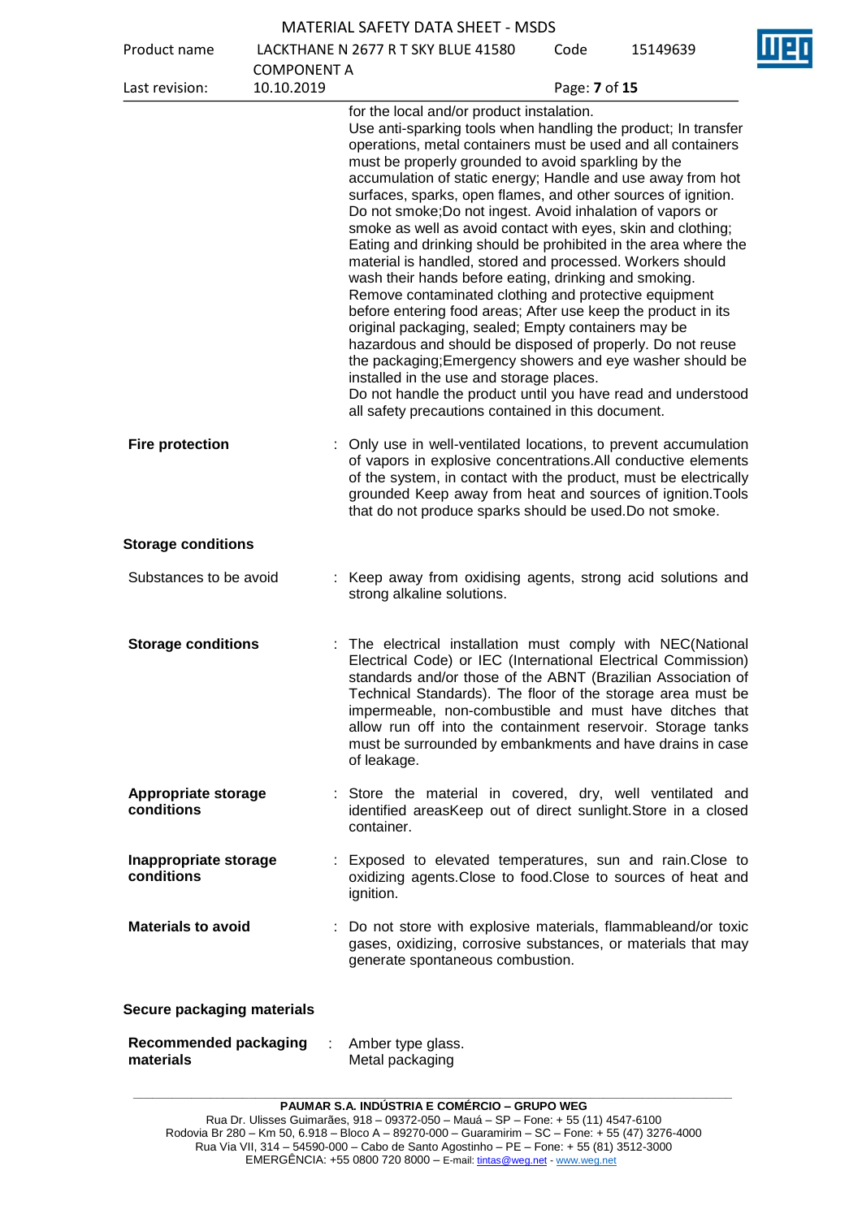for the local and/or product instalation.
Use anti-sparking tools when handling the product; In transfer operations, metal containers must be used and all containers must be properly grounded to avoid sparkling by the accumulation of static energy; Handle and use away from hot surfaces, sparks, open flames, and other sources of ignition. Do not smoke;Do not ingest. Avoid inhalation of vapors or smoke as well as avoid contact with eyes, skin and clothing; Eating and drinking should be prohibited in the area where the material is handled, stored and processed. Workers should wash their hands before eating, drinking and smoking. Remove contaminated clothing and protective equipment before entering food areas; After use keep the product in its original packaging, sealed; Empty containers may be hazardous and should be disposed of properly. Do not reuse the packaging;Emergency showers and eye washer should be installed in the use and storage places.
Do not handle the product until you have read and understood all safety precautions contained in this document.

**Fire protection** : Only use in well-ventilated locations, to prevent accumulation of vapors in explosive concentrations.All conductive elements of the system, in contact with the product, must be electrically grounded Keep away from heat and sources of ignition.Tools that do not produce sparks should be used.Do not smoke.

**Storage conditions**

Substances to be avoid : Keep away from oxidising agents, strong acid solutions and strong alkaline solutions.

**Storage conditions** : The electrical installation must comply with NEC(National Electrical Code) or IEC (International Electrical Commission) standards and/or those of the ABNT (Brazilian Association of Technical Standards). The floor of the storage area must be impermeable, non-combustible and must have ditches that allow run off into the containment reservoir. Storage tanks must be surrounded by embankments and have drains in case of leakage.

**Appropriate storage conditions** : Store the material in covered, dry, well ventilated and identified areasKeep out of direct sunlight.Store in a closed container.

**Inappropriate storage conditions** : Exposed to elevated temperatures, sun and rain.Close to oxidizing agents.Close to food.Close to sources of heat and ignition.

**Materials to avoid** : Do not store with explosive materials, flammableand/or toxic gases, oxidizing, corrosive substances, or materials that may generate spontaneous combustion.

**Secure packaging materials**

**Recommended packaging materials** : Amber type glass.
Metal packaging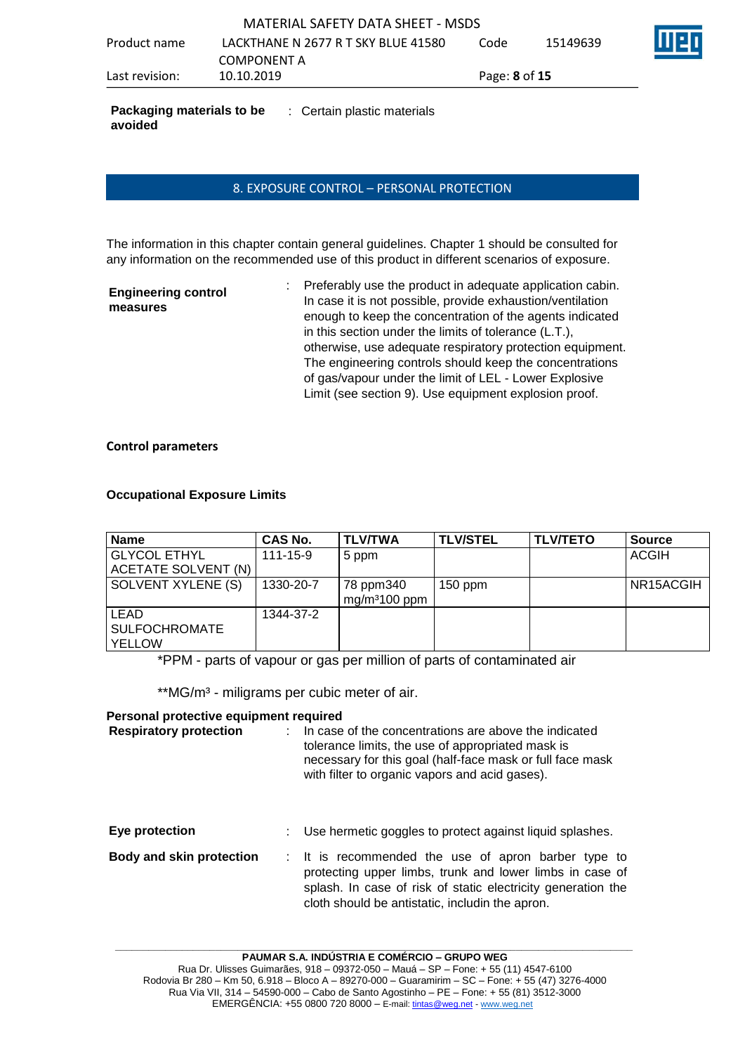**Packaging materials to be avoided** : Certain plastic materials

## 8. EXPOSURE CONTROL – PERSONAL PROTECTION

The information in this chapter contain general guidelines. Chapter 1 should be consulted for any information on the recommended use of this product in different scenarios of exposure.

**Engineering control measures** : Preferably use the product in adequate application cabin. In case it is not possible, provide exhaustion/ventilation enough to keep the concentration of the agents indicated in this section under the limits of tolerance (L.T.), otherwise, use adequate respiratory protection equipment. The engineering controls should keep the concentrations of gas/vapour under the limit of LEL - Lower Explosive Limit (see section 9). Use equipment explosion proof.

**Control parameters**

**Occupational Exposure Limits**

| Name | CAS No. | TLV/TWA | TLV/STEL | TLV/TETO | Source |
| --- | --- | --- | --- | --- | --- |
| GLYCOL ETHYL ACETATE SOLVENT (N) | 111-15-9 | 5 ppm | | | ACGIH |
| SOLVENT XYLENE (S) | 1330-20-7 | 78 ppm340 mg/m³100 ppm | 150 ppm | | NR15ACGIH |
| LEAD SULFOCHROMATE YELLOW | 1344-37-2 | | | | |

*PPM - parts of vapour or gas per million of parts of contaminated air

**MG/m³ - miligrams per cubic meter of air.

**Personal protective equipment required**

**Respiratory protection** : In case of the concentrations are above the indicated tolerance limits, the use of appropriated mask is necessary for this goal (half-face mask or full face mask with filter to organic vapors and acid gases).

**Eye protection** : Use hermetic goggles to protect against liquid splashes.

**Body and skin protection** : It is recommended the use of apron barber type to protecting upper limbs, trunk and lower limbs in case of splash. In case of risk of static electricity generation the cloth should be antistatic, includin the apron.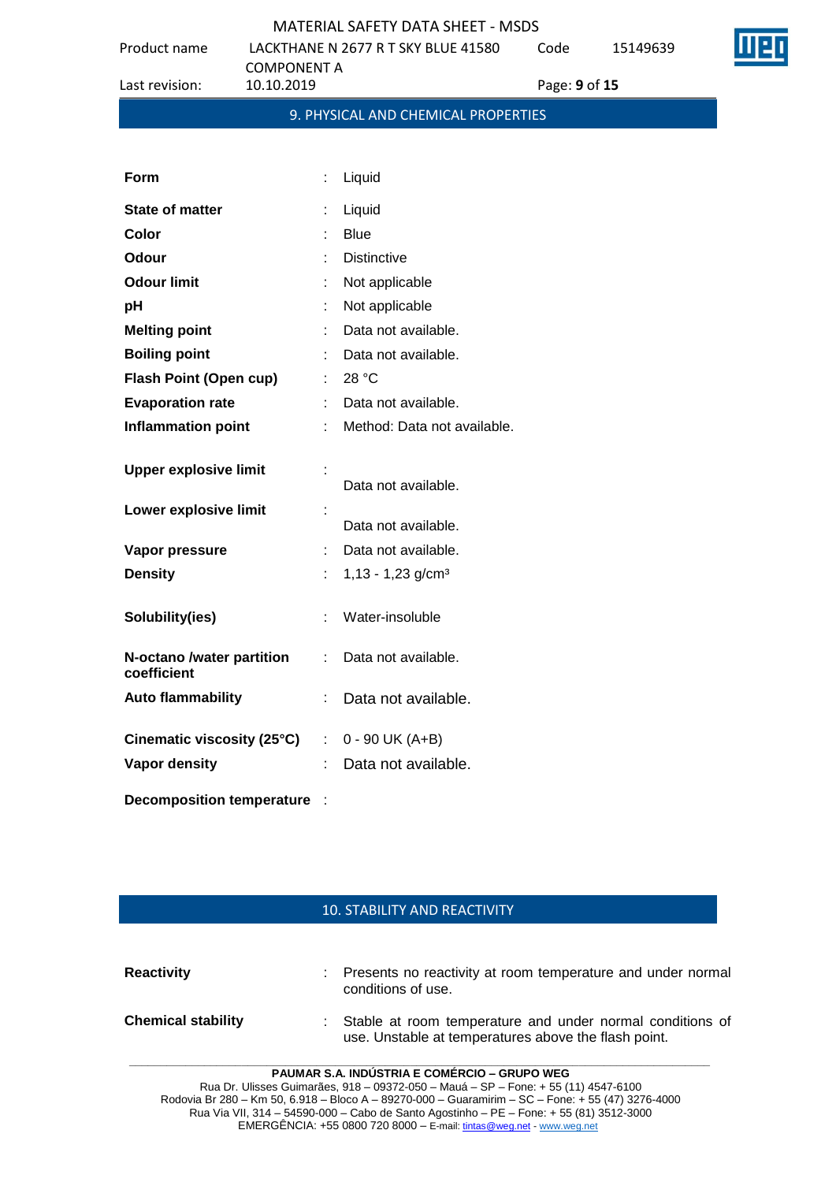## 9. PHYSICAL AND CHEMICAL PROPERTIES

| | | |
|---|---|---|
| **Form** | : | Liquid |
| **State of matter** | : | Liquid |
| **Color** | : | Blue |
| **Odour** | : | Distinctive |
| **Odour limit** | : | Not applicable |
| **pH** | : | Not applicable |
| **Melting point** | : | Data not available. |
| **Boiling point** | : | Data not available. |
| **Flash Point (Open cup)** | : | 28 °C |
| **Evaporation rate** | : | Data not available. |
| **Inflammation point** | : | Method: Data not available. |
| **Upper explosive limit** | : | Data not available. |
| **Lower explosive limit** | : | Data not available. |
| **Vapor pressure** | : | Data not available. |
| **Density** | : | 1,13 - 1,23 g/cm³ |
| **Solubility(ies)** | : | Water-insoluble |
| **N-octano /water partition coefficient** | : | Data not available. |
| **Auto flammability** | : | Data not available. |
| **Cinematic viscosity (25°C)** | : | 0 - 90 UK (A+B) |
| **Vapor density** | : | Data not available. |
| **Decomposition temperature** | : | |

## 10. STABILITY AND REACTIVITY

| | | |
|---|---|---|
| **Reactivity** | : | Presents no reactivity at room temperature and under normal conditions of use. |
| **Chemical stability** | : | Stable at room temperature and under normal conditions of use. Unstable at temperatures above the flash point. |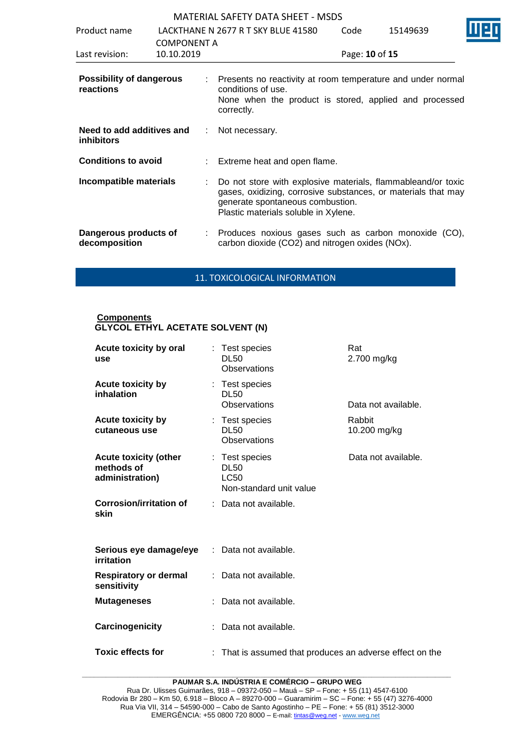**Possibility of dangerous reactions** : Presents no reactivity at room temperature and under normal conditions of use.
None when the product is stored, applied and processed correctly.

**Need to add additives and inhibitors** : Not necessary.

**Conditions to avoid** : Extreme heat and open flame.

**Incompatible materials** : Do not store with explosive materials, flammableand/or toxic gases, oxidizing, corrosive substances, or materials that may generate spontaneous combustion.
Plastic materials soluble in Xylene.

**Dangerous products of decomposition** : Produces noxious gases such as carbon monoxide (CO), carbon dioxide ($CO_2$) and nitrogen oxides ($NO_x$).

## 11. TOXICOLOGICAL INFORMATION

**Components**
**GLYCOL ETHYL ACETATE SOLVENT (N)**

| | | |
|---|---|---|
| **Acute toxicity by oral use** | : Test species<br>DL50<br>Observations | Rat<br>2.700 mg/kg |
| **Acute toxicity by inhalation** | : Test species<br>DL50<br>Observations | <br><br>Data not available. |
| **Acute toxicity by cutaneous use** | : Test species<br>DL50<br>Observations | Rabbit<br>10.200 mg/kg |
| **Acute toxicity (other methods of administration)** | : Test species<br>DL50<br>LC50<br>Non-standard unit value | Data not available. |
| **Corrosion/irritation of skin** | : Data not available. | |
| **Serious eye damage/eye irritation** | : Data not available. | |
| **Respiratory or dermal sensitivity** | : Data not available. | |
| **Mutageneses** | : Data not available. | |
| **Carcinogenicity** | : Data not available. | |
| **Toxic effects for** | : That is assumed that produces an adverse effect on the | |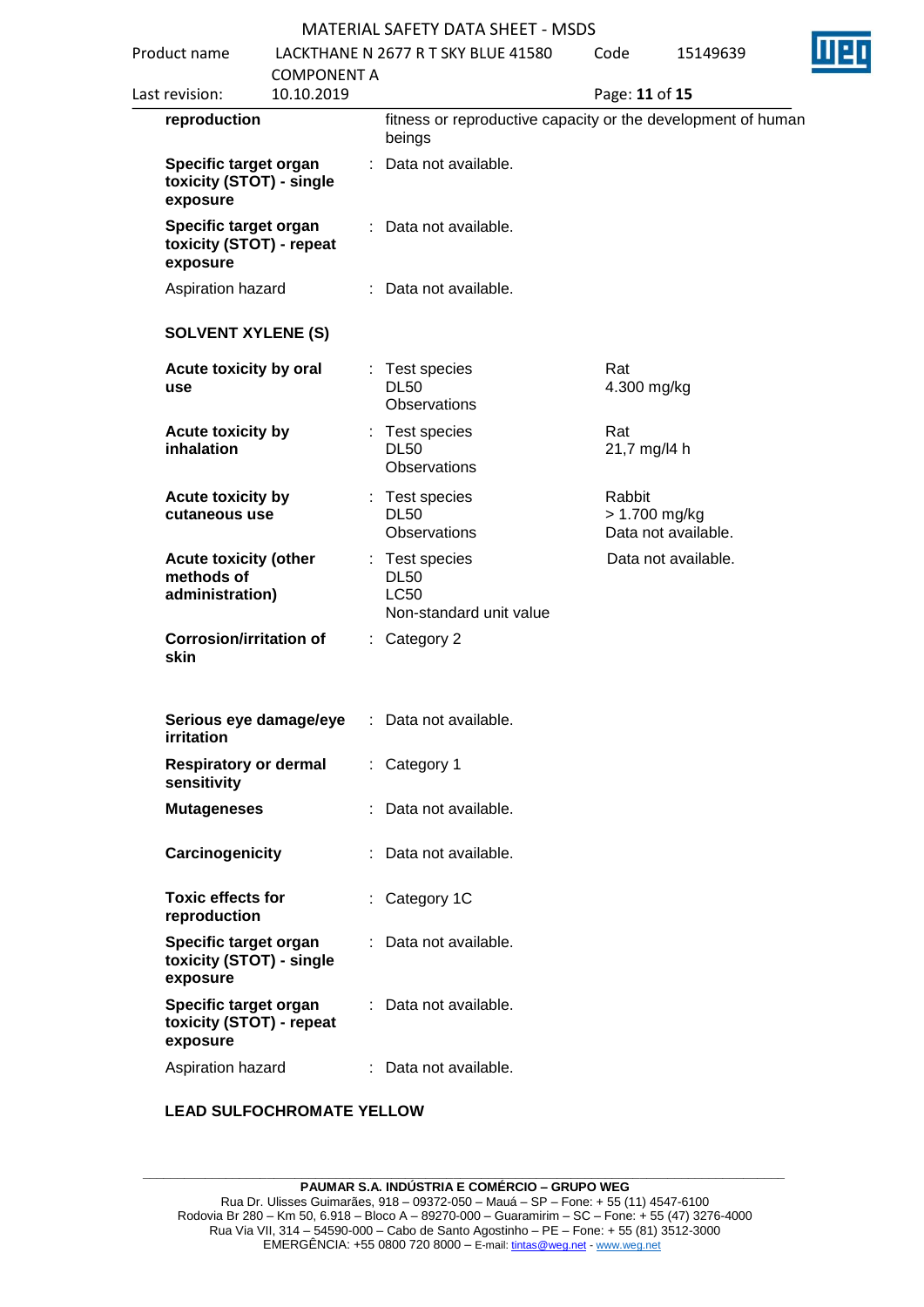| | | | |
|---|---|---|---|
| **reproduction** | | fitness or reproductive capacity or the development of human beings | |
| **Specific target organ toxicity (STOT) - single exposure** | : | Data not available. | |
| **Specific target organ toxicity (STOT) - repeat exposure** | : | Data not available. | |
| Aspiration hazard | : | Data not available. | |

**SOLVENT XYLENE (S)**

| | | | |
|---|---|---|---|
| **Acute toxicity by oral use** | : | Test species<br>DL50<br>Observations | Rat<br>4.300 mg/kg |
| **Acute toxicity by inhalation** | : | Test species<br>DL50<br>Observations | Rat<br>21,7 mg/l4 h |
| **Acute toxicity by cutaneous use** | : | Test species<br>DL50<br>Observations | Rabbit<br>> 1.700 mg/kg<br>Data not available. |
| **Acute toxicity (other methods of administration)** | : | Test species<br>DL50<br>LC50<br>Non-standard unit value | Data not available. |
| **Corrosion/irritation of skin** | : | Category 2 | |
| **Serious eye damage/eye irritation** | : | Data not available. | |
| **Respiratory or dermal sensitivity** | : | Category 1 | |
| **Mutageneses** | : | Data not available. | |
| **Carcinogenicity** | : | Data not available. | |
| **Toxic effects for reproduction** | : | Category 1C | |
| **Specific target organ toxicity (STOT) - single exposure** | : | Data not available. | |
| **Specific target organ toxicity (STOT) - repeat exposure** | : | Data not available. | |
| Aspiration hazard | : | Data not available. | |

**LEAD SULFOCHROMATE YELLOW**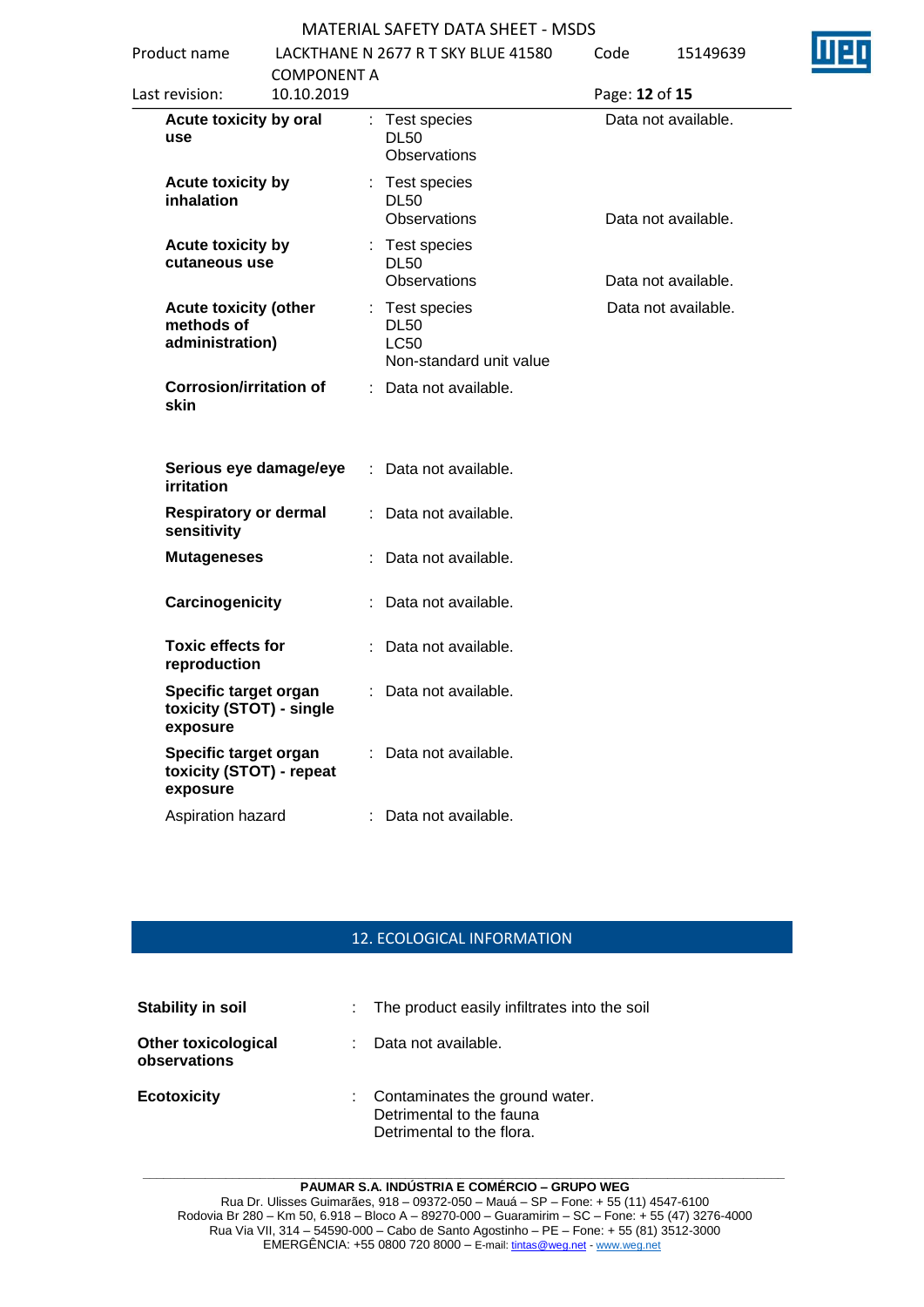| | | | |
|---|---|---|---|
| **Acute toxicity by oral use** | : | Test species<br>DL50<br>Observations | Data not available. |
| **Acute toxicity by inhalation** | : | Test species<br>DL50<br>Observations | Data not available. |
| **Acute toxicity by cutaneous use** | : | Test species<br>DL50<br>Observations | Data not available. |
| **Acute toxicity (other methods of administration)** | : | Test species<br>DL50<br>LC50<br>Non-standard unit value | Data not available. |
| **Corrosion/irritation of skin** | : | Data not available. | |
| **Serious eye damage/eye irritation** | : | Data not available. | |
| **Respiratory or dermal sensitivity** | : | Data not available. | |
| **Mutageneses** | : | Data not available. | |
| **Carcinogenicity** | : | Data not available. | |
| **Toxic effects for reproduction** | : | Data not available. | |
| **Specific target organ toxicity (STOT) - single exposure** | : | Data not available. | |
| **Specific target organ toxicity (STOT) - repeat exposure** | : | Data not available. | |
| Aspiration hazard | : | Data not available. | |

## 12. ECOLOGICAL INFORMATION

| | | |
|---|---|---|
| **Stability in soil** | : | The product easily infiltrates into the soil |
| **Other toxicological observations** | : | Data not available. |
| **Ecotoxicity** | : | Contaminates the ground water.<br>Detrimental to the fauna<br>Detrimental to the flora. |

**PAUMAR S.A. INDÚSTRIA E COMÉRCIO – GRUPO WEG**
Rua Dr. Ulisses Guimarães, 918 – 09372-050 – Mauá – SP – Fone: + 55 (11) 4547-6100
Rodovia Br 280 – Km 50, 6.918 – Bloco A – 89270-000 – Guaramirim – SC – Fone: + 55 (47) 3276-4000
Rua Via VII, 314 – 54590-000 – Cabo de Santo Agostinho – PE – Fone: + 55 (81) 3512-3000
EMERGÊNCIA: +55 0800 720 8000 – E-mail: tintas@weg.net - www.weg.net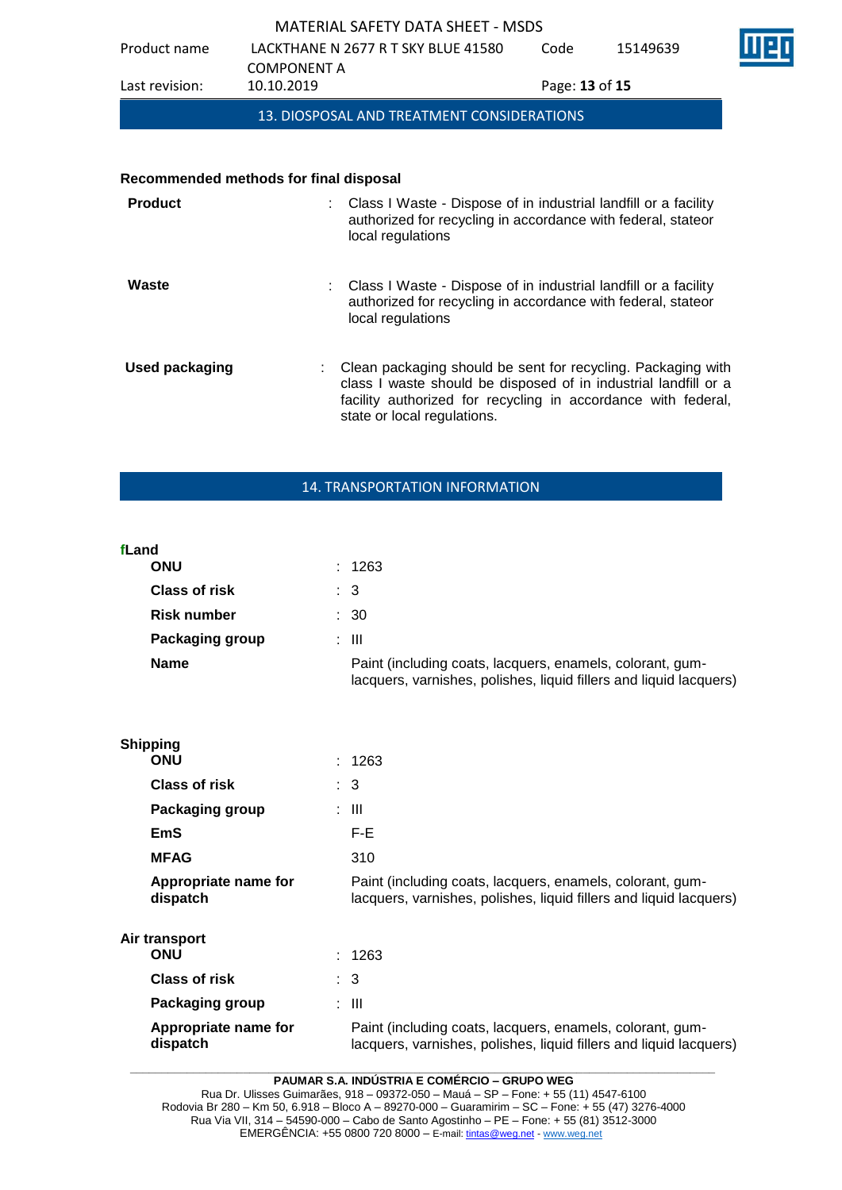## 13. DIOSPOSAL AND TREATMENT CONSIDERATIONS

**Recommended methods for final disposal**

| | |
|---|---|
| **Product** | : Class I Waste - Dispose of in industrial landfill or a facility authorized for recycling in accordance with federal, stateor local regulations |
| **Waste** | : Class I Waste - Dispose of in industrial landfill or a facility authorized for recycling in accordance with federal, stateor local regulations |
| **Used packaging** | : Clean packaging should be sent for recycling. Packaging with class I waste should be disposed of in industrial landfill or a facility authorized for recycling in accordance with federal, state or local regulations. |

## 14. TRANSPORTATION INFORMATION

**fLand**

| | |
|---|---|
| **ONU** | : 1263 |
| **Class of risk** | : 3 |
| **Risk number** | : 30 |
| **Packaging group** | : III |
| **Name** | Paint (including coats, lacquers, enamels, colorant, gum-lacquers, varnishes, polishes, liquid fillers and liquid lacquers) |

**Shipping**

| | |
|---|---|
| **ONU** | : 1263 |
| **Class of risk** | : 3 |
| **Packaging group** | : III |
| **EmS** | F-E |
| **MFAG** | 310 |
| **Appropriate name for dispatch** | Paint (including coats, lacquers, enamels, colorant, gum-lacquers, varnishes, polishes, liquid fillers and liquid lacquers) |

**Air transport**

| | |
|---|---|
| **ONU** | : 1263 |
| **Class of risk** | : 3 |
| **Packaging group** | : III |
| **Appropriate name for dispatch** | Paint (including coats, lacquers, enamels, colorant, gum-lacquers, varnishes, polishes, liquid fillers and liquid lacquers) |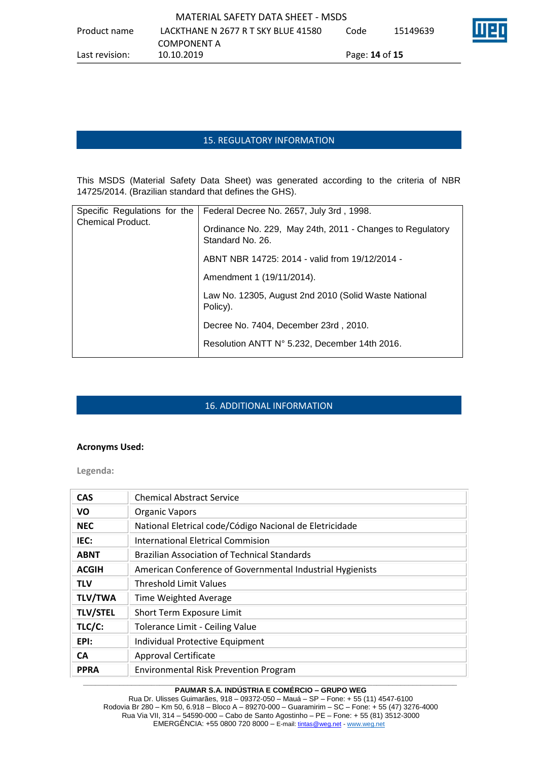## 15. REGULATORY INFORMATION

This MSDS (Material Safety Data Sheet) was generated according to the criteria of NBR 14725/2014. (Brazilian standard that defines the GHS).

| Specific Regulations for the Chemical Product. | Federal Decree No. 2657, July 3rd , 1998.<br><br>Ordinance No. 229, May 24th, 2011 - Changes to Regulatory Standard No. 26.<br><br>ABNT NBR 14725: 2014 - valid from 19/12/2014 -<br><br>Amendment 1 (19/11/2014).<br><br>Law No. 12305, August 2nd 2010 (Solid Waste National Policy).<br><br>Decree No. 7404, December 23rd , 2010.<br><br>Resolution ANTT N° 5.232, December 14th 2016. |
|---|---|

## 16. ADDITIONAL INFORMATION

**Acronyms Used:**

**Legenda:**

| | |
|---|---|
| **CAS** | Chemical Abstract Service |
| **VO** | Organic Vapors |
| **NEC** | National Eletrical code/Código Nacional de Eletricidade |
| **IEC:** | International Eletrical Commision |
| **ABNT** | Brazilian Association of Technical Standards |
| **ACGIH** | American Conference of Governmental Industrial Hygienists |
| **TLV** | Threshold Limit Values |
| **TLV/TWA** | Time Weighted Average |
| **TLV/STEL** | Short Term Exposure Limit |
| **TLC/C:** | Tolerance Limit - Ceiling Value |
| **EPI:** | Individual Protective Equipment |
| **CA** | Approval Certificate |
| **PPRA** | Environmental Risk Prevention Program |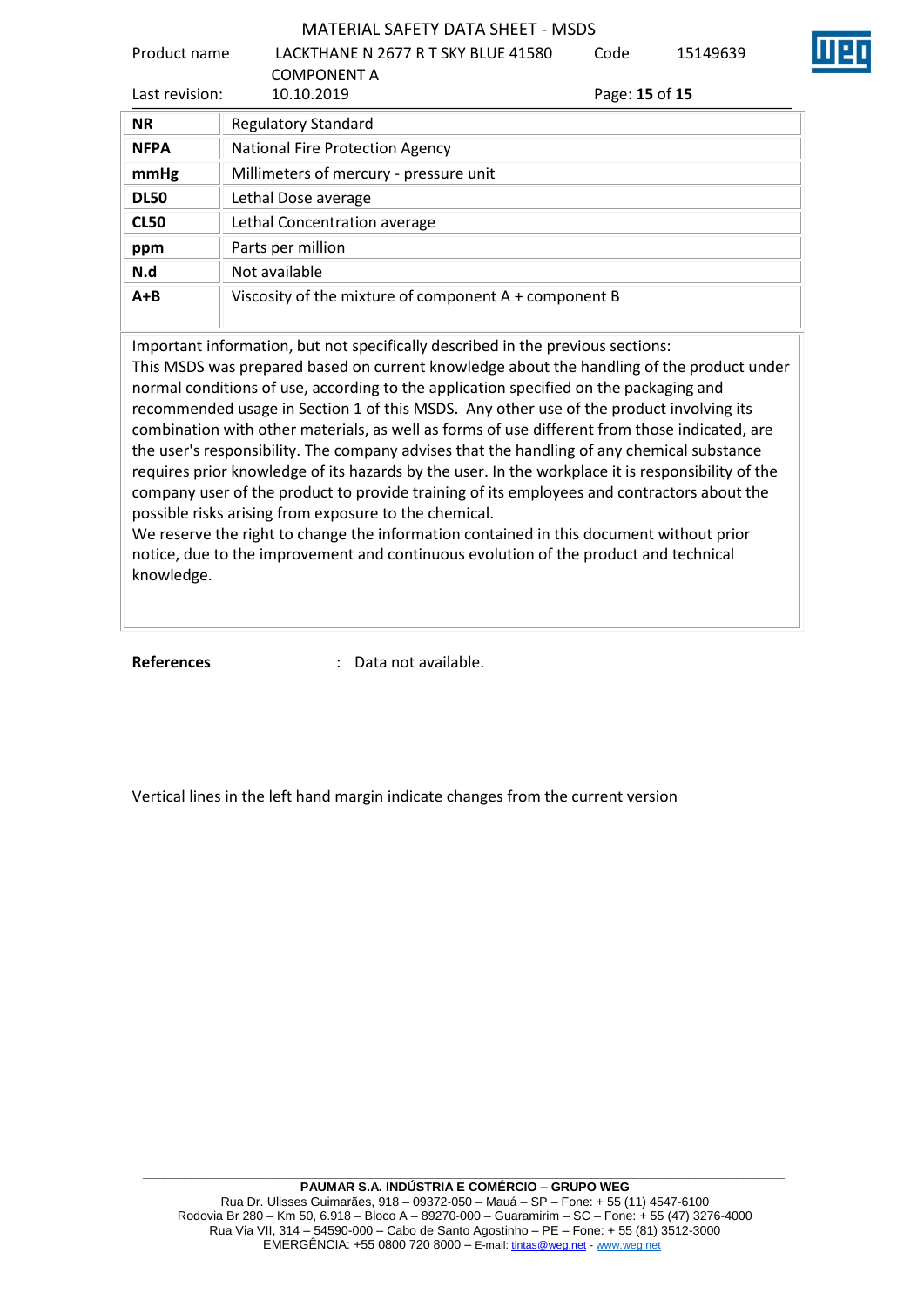| | |
|---|---|
| **NR** | Regulatory Standard |
| **NFPA** | National Fire Protection Agency |
| **mmHg** | Millimeters of mercury - pressure unit |
| **DL50** | Lethal Dose average |
| **CL50** | Lethal Concentration average |
| **ppm** | Parts per million |
| **N.d** | Not available |
| **A+B** | Viscosity of the mixture of component A + component B |

Important information, but not specifically described in the previous sections:
This MSDS was prepared based on current knowledge about the handling of the product under normal conditions of use, according to the application specified on the packaging and recommended usage in Section 1 of this MSDS. Any other use of the product involving its combination with other materials, as well as forms of use different from those indicated, are the user's responsibility. The company advises that the handling of any chemical substance requires prior knowledge of its hazards by the user. In the workplace it is responsibility of the company user of the product to provide training of its employees and contractors about the possible risks arising from exposure to the chemical.
We reserve the right to change the information contained in this document without prior notice, due to the improvement and continuous evolution of the product and technical knowledge.

**References** : Data not available.

Vertical lines in the left hand margin indicate changes from the current version